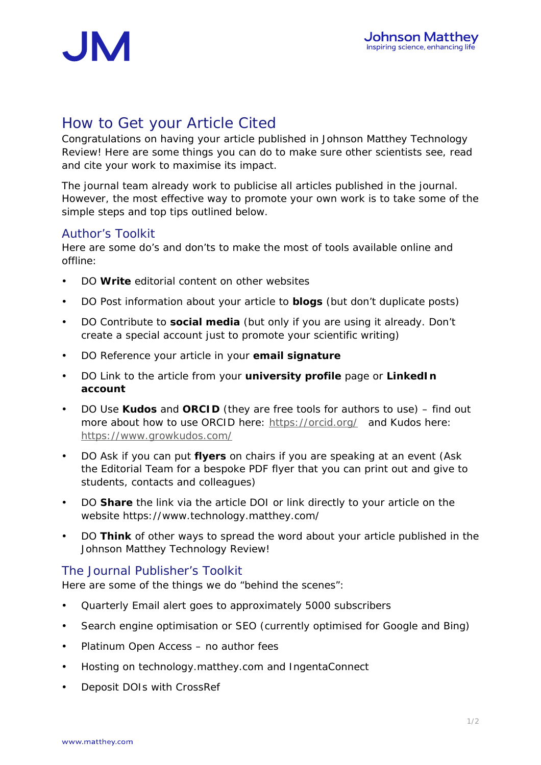# How to Get your Article Cited

Congratulations on having your article published in Johnson Matthey Technology Review! Here are some things you can do to make sure other scientists see, read and cite your work to maximise its impact.

The journal team already work to publicise all articles published in the journal. However, the most effective way to promote your own work is to take some of the simple steps and top tips outlined below.

## Author's Toolkit

Here are some do's and don'ts to make the most of tools available online and offline:

- DO **Write** editorial content on other websites
- DO Post information about your article to **blogs** (but don't duplicate posts)
- DO Contribute to **social media** (but only if you are using it already. Don't create a special account just to promote your scientific writing)
- DO Reference your article in your **email signature**
- DO Link to the article from your **university profile** page or **LinkedIn account**
- DO Use **Kudos** and **ORCID** (they are free tools for authors to use) – find out more about how to use ORCID here: https://orcid.org/ and Kudos here: https://www.growkudos.com/
- DO Ask if you can put **flyers** on chairs if you are speaking at an event (Ask the Editorial Team for a bespoke PDF flyer that you can print out and give to students, contacts and colleagues)
- DO **Share** the link via the article DOI or link directly to your article on the website https://www.technology.matthey.com/
- DO **Think** of other ways to spread the word about your article published in the Johnson Matthey Technology Review!

## The Journal Publisher's Toolkit

Here are some of the things we do "behind the scenes":

- Quarterly Email alert goes to approximately 5000 subscribers
- Search engine optimisation or SEO (currently optimised for Google and Bing)
- Platinum Open Access – no author fees
- Hosting on technology.matthey.com and IngentaConnect
- Deposit DOIs with CrossRef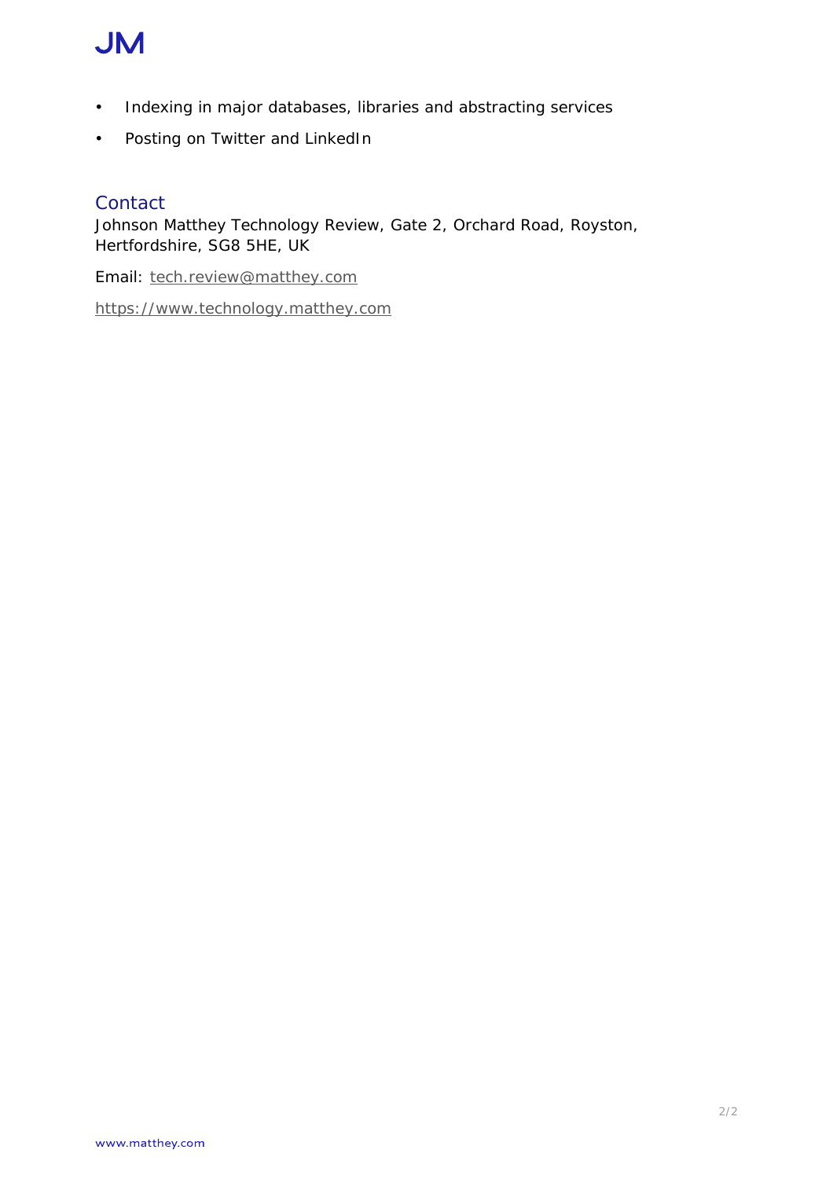- Indexing in major databases, libraries and abstracting services
- Posting on Twitter and LinkedIn

## Contact

Johnson Matthey Technology Review, Gate 2, Orchard Road, Royston, Hertfordshire, SG8 5HE, UK

Email: tech.review@matthey.com

https://www.technology.matthey.com